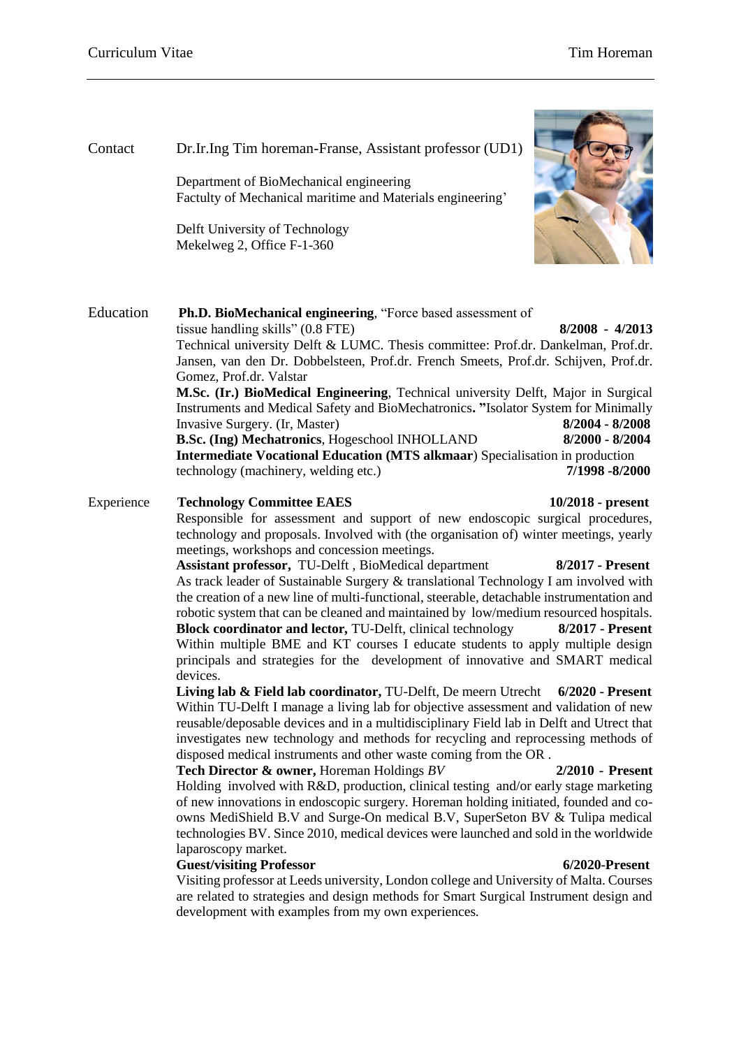## Contact

Dr.Ir.Ing Tim horeman-Franse, Assistant professor (UD1)

Department of BioMechanical engineering
Factulty of Mechanical maritime and Materials engineering'

Delft University of Technology
Mekelweg 2, Office F-1-360

## Education

**Ph.D. BioMechanical engineering**, "Force based assessment of tissue handling skills" (0.8 FTE) **8/2008 - 4/2013**
Technical university Delft & LUMC. Thesis committee: Prof.dr. Dankelman, Prof.dr. Jansen, van den Dr. Dobbelsteen, Prof.dr. French Smeets, Prof.dr. Schijven, Prof.dr. Gomez, Prof.dr. Valstar

**M.Sc. (Ir.) BioMedical Engineering**, Technical university Delft, Major in Surgical Instruments and Medical Safety and BioMechatronics**. "**Isolator System for Minimally Invasive Surgery. (Ir, Master) **8/2004 - 8/2008**

**B.Sc. (Ing) Mechatronics**, Hogeschool INHOLLAND **8/2000 - 8/2004**

**Intermediate Vocational Education (MTS alkmaar**) Specialisation in production technology (machinery, welding etc.) **7/1998 -8/2000**

## Experience

**Technology Committee EAES** **10/2018 - present**
Responsible for assessment and support of new endoscopic surgical procedures, technology and proposals. Involved with (the organisation of) winter meetings, yearly meetings, workshops and concession meetings.

**Assistant professor,** TU-Delft , BioMedical department **8/2017 - Present**
As track leader of Sustainable Surgery & translational Technology I am involved with the creation of a new line of multi-functional, steerable, detachable instrumentation and robotic system that can be cleaned and maintained by low/medium resourced hospitals.

**Block coordinator and lector,** TU-Delft, clinical technology **8/2017 - Present**
Within multiple BME and KT courses I educate students to apply multiple design principals and strategies for the development of innovative and SMART medical devices.

**Living lab & Field lab coordinator,** TU-Delft, De meern Utrecht **6/2020 - Present**
Within TU-Delft I manage a living lab for objective assessment and validation of new reusable/deposable devices and in a multidisciplinary Field lab in Delft and Utrect that investigates new technology and methods for recycling and reprocessing methods of disposed medical instruments and other waste coming from the OR .

**Tech Director & owner,** Horeman Holdings *BV* **2/2010 - Present**
Holding involved with R&D, production, clinical testing and/or early stage marketing of new innovations in endoscopic surgery. Horeman holding initiated, founded and co-owns MediShield B.V and Surge-On medical B.V, SuperSeton BV & Tulipa medical technologies BV. Since 2010, medical devices were launched and sold in the worldwide laparoscopy market.

**Guest/visiting Professor** **6/2020-Present**
Visiting professor at Leeds university, London college and University of Malta. Courses are related to strategies and design methods for Smart Surgical Instrument design and development with examples from my own experiences.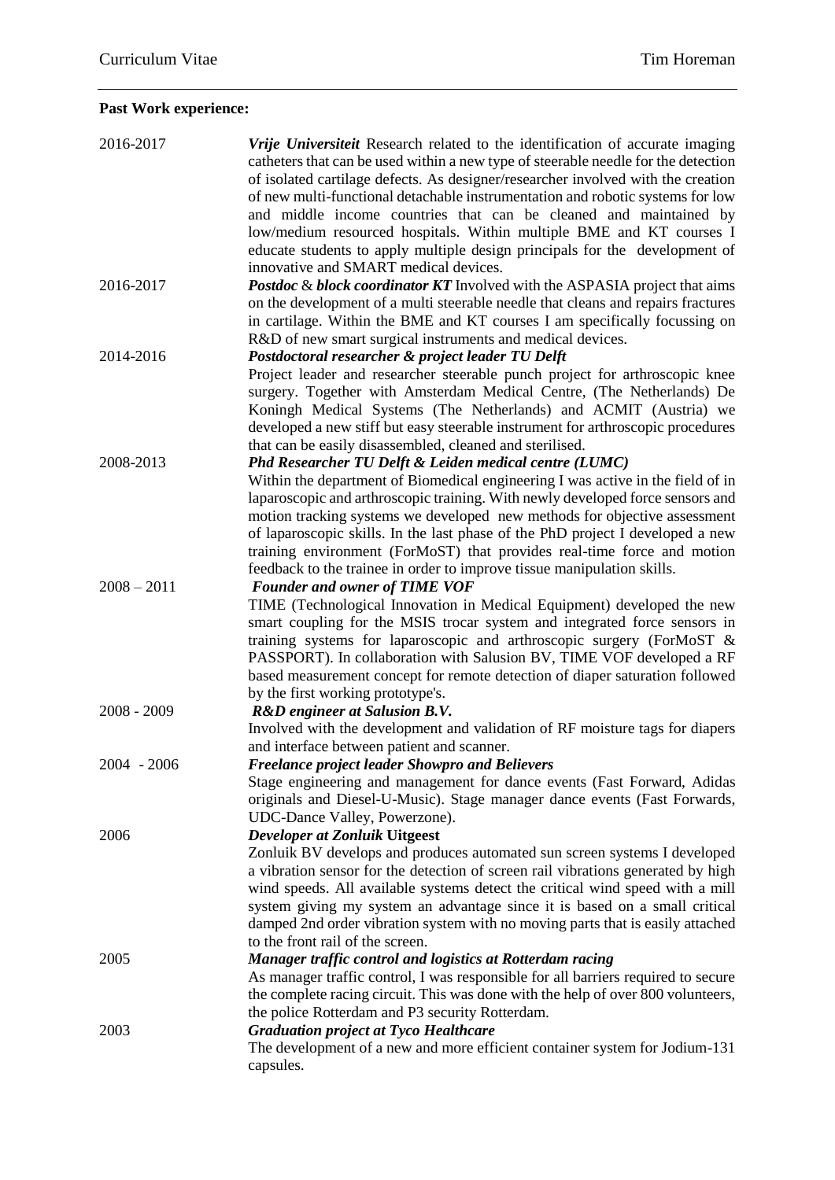**Past Work experience:**

| | |
|---|---|
| 2016-2017 | ***Vrije Universiteit*** Research related to the identification of accurate imaging catheters that can be used within a new type of steerable needle for the detection of isolated cartilage defects. As designer/researcher involved with the creation of new multi-functional detachable instrumentation and robotic systems for low and middle income countries that can be cleaned and maintained by low/medium resourced hospitals. Within multiple BME and KT courses I educate students to apply multiple design principals for the development of innovative and SMART medical devices. |
| 2016-2017 | ***Postdoc** & **block coordinator KT*** Involved with the ASPASIA project that aims on the development of a multi steerable needle that cleans and repairs fractures in cartilage. Within the BME and KT courses I am specifically focussing on R&D of new smart surgical instruments and medical devices. |
| 2014-2016 | ***Postdoctoral researcher & project leader TU Delft***<br>Project leader and researcher steerable punch project for arthroscopic knee surgery. Together with Amsterdam Medical Centre, (The Netherlands) De Koningh Medical Systems (The Netherlands) and ACMIT (Austria) we developed a new stiff but easy steerable instrument for arthroscopic procedures that can be easily disassembled, cleaned and sterilised. |
| 2008-2013 | ***Phd Researcher TU Delft & Leiden medical centre (LUMC)***<br>Within the department of Biomedical engineering I was active in the field of in laparoscopic and arthroscopic training. With newly developed force sensors and motion tracking systems we developed new methods for objective assessment of laparoscopic skills. In the last phase of the PhD project I developed a new training environment (ForMoST) that provides real-time force and motion feedback to the trainee in order to improve tissue manipulation skills. |
| 2008 – 2011 | ***Founder and owner of TIME VOF***<br>TIME (Technological Innovation in Medical Equipment) developed the new smart coupling for the MSIS trocar system and integrated force sensors in training systems for laparoscopic and arthroscopic surgery (ForMoST & PASSPORT). In collaboration with Salusion BV, TIME VOF developed a RF based measurement concept for remote detection of diaper saturation followed by the first working prototype's. |
| 2008 - 2009 | ***R&D engineer at Salusion B.V.***<br>Involved with the development and validation of RF moisture tags for diapers and interface between patient and scanner. |
| 2004 - 2006 | ***Freelance project leader Showpro and Believers***<br>Stage engineering and management for dance events (Fast Forward, Adidas originals and Diesel-U-Music). Stage manager dance events (Fast Forwards, UDC-Dance Valley, Powerzone). |
| 2006 | ***Developer at Zonluik* Uitgeest**<br>Zonluik BV develops and produces automated sun screen systems I developed a vibration sensor for the detection of screen rail vibrations generated by high wind speeds. All available systems detect the critical wind speed with a mill system giving my system an advantage since it is based on a small critical damped 2nd order vibration system with no moving parts that is easily attached to the front rail of the screen. |
| 2005 | ***Manager traffic control and logistics at Rotterdam racing***<br>As manager traffic control, I was responsible for all barriers required to secure the complete racing circuit. This was done with the help of over 800 volunteers, the police Rotterdam and P3 security Rotterdam. |
| 2003 | ***Graduation project at Tyco Healthcare***<br>The development of a new and more efficient container system for Jodium-131 capsules. |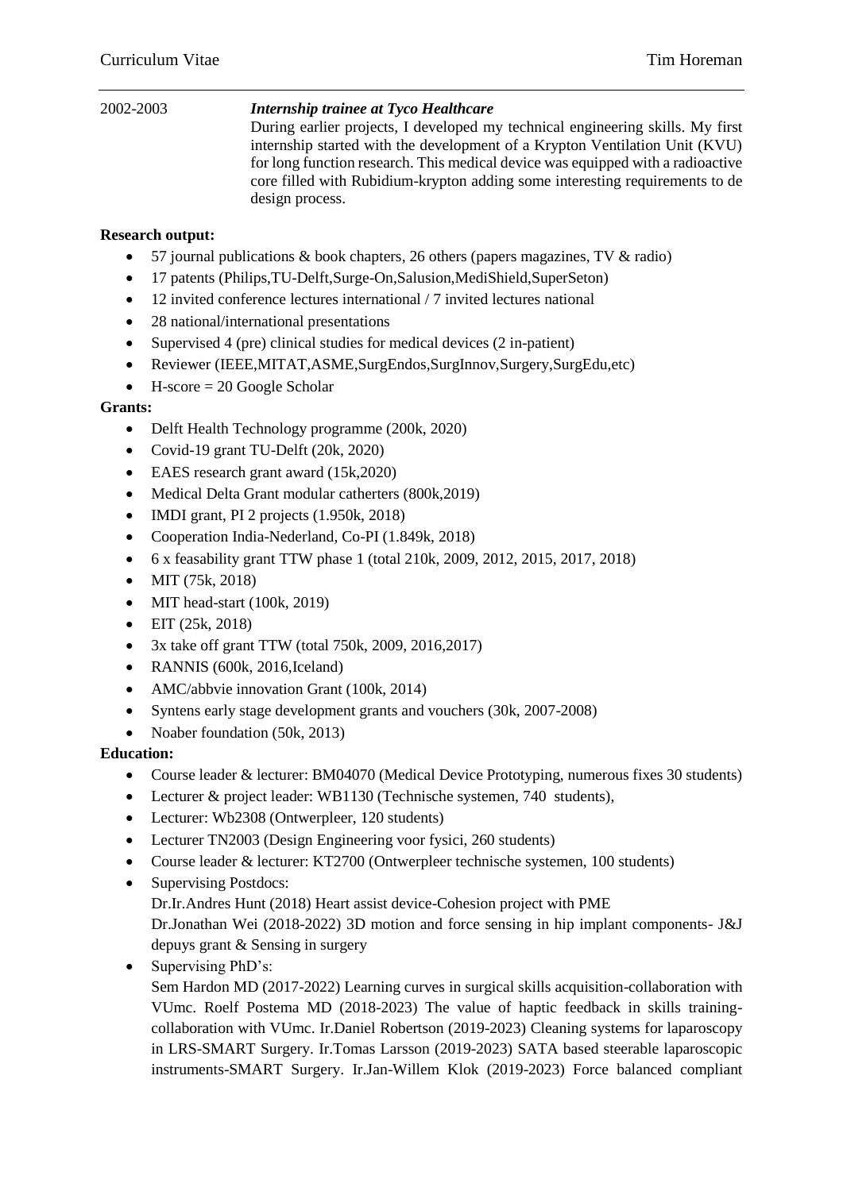2002-2003 ***Internship trainee at Tyco Healthcare***

During earlier projects, I developed my technical engineering skills. My first internship started with the development of a Krypton Ventilation Unit (KVU) for long function research. This medical device was equipped with a radioactive core filled with Rubidium-krypton adding some interesting requirements to de design process.

**Research output:**

- 57 journal publications & book chapters, 26 others (papers magazines, TV & radio)
- 17 patents (Philips,TU-Delft,Surge-On,Salusion,MediShield,SuperSeton)
- 12 invited conference lectures international / 7 invited lectures national
- 28 national/international presentations
- Supervised 4 (pre) clinical studies for medical devices (2 in-patient)
- Reviewer (IEEE,MITAT,ASME,SurgEndos,SurgInnov,Surgery,SurgEdu,etc)
- H-score = 20 Google Scholar

**Grants:**

- Delft Health Technology programme (200k, 2020)
- Covid-19 grant TU-Delft (20k, 2020)
- EAES research grant award (15k,2020)
- Medical Delta Grant modular catherters (800k,2019)
- IMDI grant, PI 2 projects (1.950k, 2018)
- Cooperation India-Nederland, Co-PI (1.849k, 2018)
- 6 x feasability grant TTW phase 1 (total 210k, 2009, 2012, 2015, 2017, 2018)
- MIT (75k, 2018)
- MIT head-start (100k, 2019)
- EIT (25k, 2018)
- 3x take off grant TTW (total 750k, 2009, 2016,2017)
- RANNIS (600k, 2016,Iceland)
- AMC/abbvie innovation Grant (100k, 2014)
- Syntens early stage development grants and vouchers (30k, 2007-2008)
- Noaber foundation (50k, 2013)

**Education:**

- Course leader & lecturer: BM04070 (Medical Device Prototyping, numerous fixes 30 students)
- Lecturer & project leader: WB1130 (Technische systemen, 740 students),
- Lecturer: Wb2308 (Ontwerpleer, 120 students)
- Lecturer TN2003 (Design Engineering voor fysici, 260 students)
- Course leader & lecturer: KT2700 (Ontwerpleer technische systemen, 100 students)
- Supervising Postdocs:
  Dr.Ir.Andres Hunt (2018) Heart assist device-Cohesion project with PME
  Dr.Jonathan Wei (2018-2022) 3D motion and force sensing in hip implant components- J&J depuys grant & Sensing in surgery
- Supervising PhD's:
  Sem Hardon MD (2017-2022) Learning curves in surgical skills acquisition-collaboration with VUmc. Roelf Postema MD (2018-2023) The value of haptic feedback in skills training-collaboration with VUmc. Ir.Daniel Robertson (2019-2023) Cleaning systems for laparoscopy in LRS-SMART Surgery. Ir.Tomas Larsson (2019-2023) SATA based steerable laparoscopic instruments-SMART Surgery. Ir.Jan-Willem Klok (2019-2023) Force balanced compliant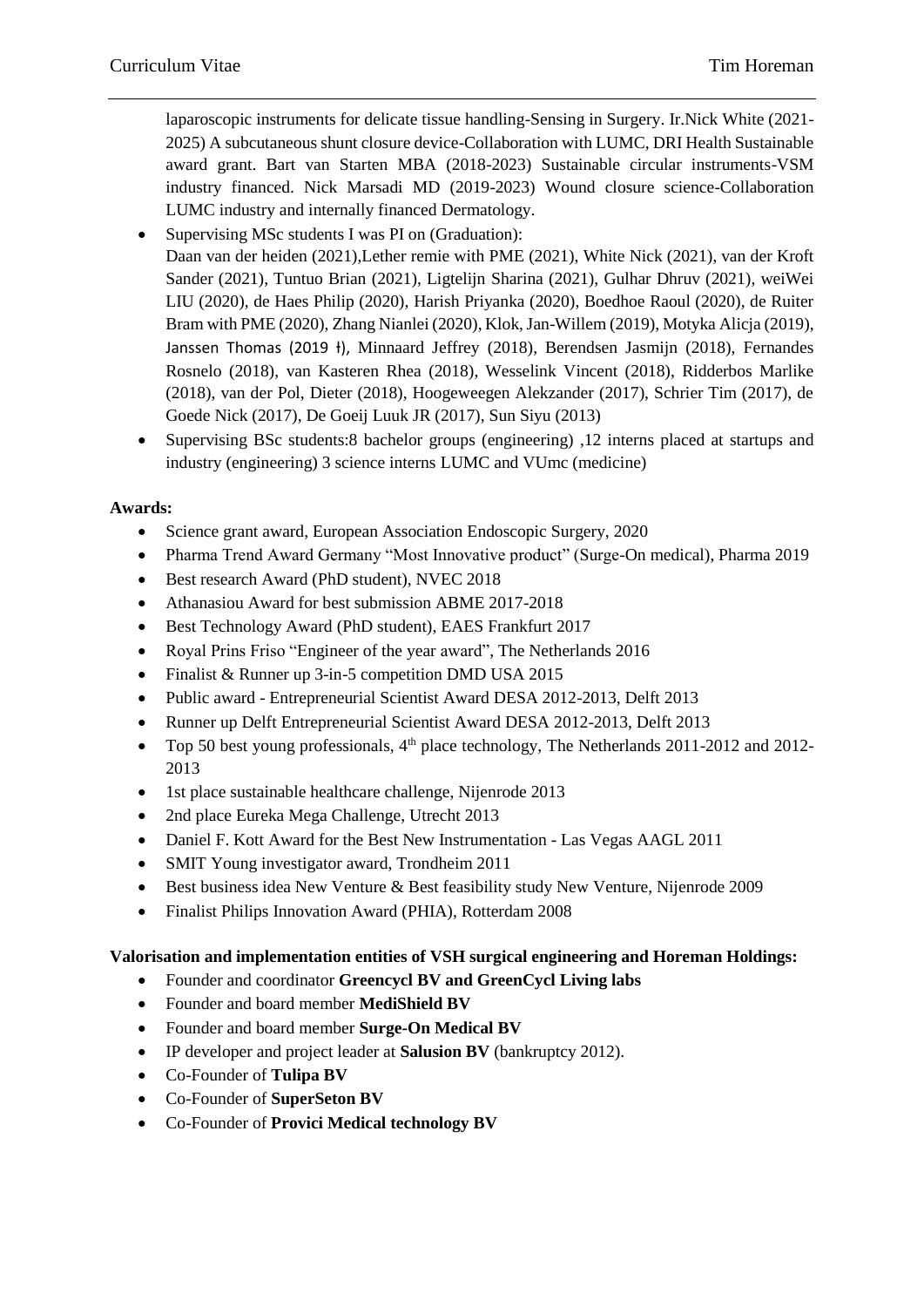laparoscopic instruments for delicate tissue handling-Sensing in Surgery. Ir.Nick White (2021-2025) A subcutaneous shunt closure device-Collaboration with LUMC, DRI Health Sustainable award grant. Bart van Starten MBA (2018-2023) Sustainable circular instruments-VSM industry financed. Nick Marsadi MD (2019-2023) Wound closure science-Collaboration LUMC industry and internally financed Dermatology.

- Supervising MSc students I was PI on (Graduation):
  Daan van der heiden (2021),Lether remie with PME (2021), White Nick (2021), van der Kroft Sander (2021), Tuntuo Brian (2021), Ligtelijn Sharina (2021), Gulhar Dhruv (2021), weiWei LIU (2020), de Haes Philip (2020), Harish Priyanka (2020), Boedhoe Raoul (2020), de Ruiter Bram with PME (2020), Zhang Nianlei (2020), Klok, Jan-Willem (2019), Motyka Alicja (2019), Janssen Thomas (2019 ), Minnaard Jeffrey (2018), Berendsen Jasmijn (2018), Fernandes Rosnelo (2018), van Kasteren Rhea (2018), Wesselink Vincent (2018), Ridderbos Marlike (2018), van der Pol, Dieter (2018), Hoogeweegen Alekzander (2017), Schrier Tim (2017), de Goede Nick (2017), De Goeij Luuk JR (2017), Sun Siyu (2013)
- Supervising BSc students:8 bachelor groups (engineering) ,12 interns placed at startups and industry (engineering) 3 science interns LUMC and VUmc (medicine)

**Awards:**

- Science grant award, European Association Endoscopic Surgery, 2020
- Pharma Trend Award Germany "Most Innovative product" (Surge-On medical), Pharma 2019
- Best research Award (PhD student), NVEC 2018
- Athanasiou Award for best submission ABME 2017-2018
- Best Technology Award (PhD student), EAES Frankfurt 2017
- Royal Prins Friso "Engineer of the year award", The Netherlands 2016
- Finalist & Runner up 3-in-5 competition DMD USA 2015
- Public award - Entrepreneurial Scientist Award DESA 2012-2013, Delft 2013
- Runner up Delft Entrepreneurial Scientist Award DESA 2012-2013, Delft 2013
- Top 50 best young professionals, 4th place technology, The Netherlands 2011-2012 and 2012-2013
- 1st place sustainable healthcare challenge, Nijenrode 2013
- 2nd place Eureka Mega Challenge, Utrecht 2013
- Daniel F. Kott Award for the Best New Instrumentation - Las Vegas AAGL 2011
- SMIT Young investigator award, Trondheim 2011
- Best business idea New Venture & Best feasibility study New Venture, Nijenrode 2009
- Finalist Philips Innovation Award (PHIA), Rotterdam 2008

**Valorisation and implementation entities of VSH surgical engineering and Horeman Holdings:**

- Founder and coordinator **Greencycl BV and GreenCycl Living labs**
- Founder and board member **MediShield BV**
- Founder and board member **Surge-On Medical BV**
- IP developer and project leader at **Salusion BV** (bankruptcy 2012).
- Co-Founder of **Tulipa BV**
- Co-Founder of **SuperSeton BV**
- Co-Founder of **Provici Medical technology BV**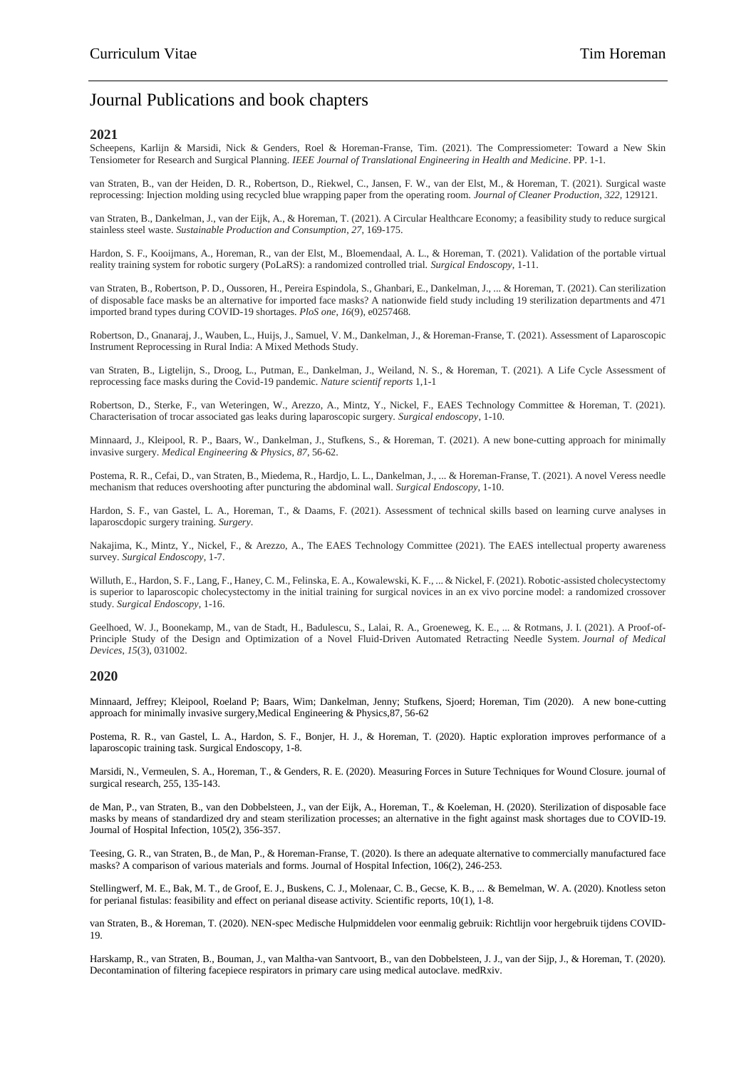# Journal Publications and book chapters

## 2021

Scheepens, Karlijn & Marsidi, Nick & Genders, Roel & Horeman-Franse, Tim. (2021). The Compressiometer: Toward a New Skin Tensiometer for Research and Surgical Planning. *IEEE Journal of Translational Engineering in Health and Medicine*. PP. 1-1.

van Straten, B., van der Heiden, D. R., Robertson, D., Riekwel, C., Jansen, F. W., van der Elst, M., & Horeman, T. (2021). Surgical waste reprocessing: Injection molding using recycled blue wrapping paper from the operating room. *Journal of Cleaner Production*, *322*, 129121.

van Straten, B., Dankelman, J., van der Eijk, A., & Horeman, T. (2021). A Circular Healthcare Economy; a feasibility study to reduce surgical stainless steel waste. *Sustainable Production and Consumption*, *27*, 169-175.

Hardon, S. F., Kooijmans, A., Horeman, R., van der Elst, M., Bloemendaal, A. L., & Horeman, T. (2021). Validation of the portable virtual reality training system for robotic surgery (PoLaRS): a randomized controlled trial. *Surgical Endoscopy*, 1-11.

van Straten, B., Robertson, P. D., Oussoren, H., Pereira Espindola, S., Ghanbari, E., Dankelman, J., ... & Horeman, T. (2021). Can sterilization of disposable face masks be an alternative for imported face masks? A nationwide field study including 19 sterilization departments and 471 imported brand types during COVID-19 shortages. *PloS one*, *16*(9), e0257468.

Robertson, D., Gnanaraj, J., Wauben, L., Huijs, J., Samuel, V. M., Dankelman, J., & Horeman-Franse, T. (2021). Assessment of Laparoscopic Instrument Reprocessing in Rural India: A Mixed Methods Study.

van Straten, B., Ligtelijn, S., Droog, L., Putman, E., Dankelman, J., Weiland, N. S., & Horeman, T. (2021). A Life Cycle Assessment of reprocessing face masks during the Covid-19 pandemic. *Nature scientif reports* 1,1-1

Robertson, D., Sterke, F., van Weteringen, W., Arezzo, A., Mintz, Y., Nickel, F., EAES Technology Committee & Horeman, T. (2021). Characterisation of trocar associated gas leaks during laparoscopic surgery. *Surgical endoscopy*, 1-10.

Minnaard, J., Kleipool, R. P., Baars, W., Dankelman, J., Stufkens, S., & Horeman, T. (2021). A new bone-cutting approach for minimally invasive surgery. *Medical Engineering & Physics*, *87*, 56-62.

Postema, R. R., Cefai, D., van Straten, B., Miedema, R., Hardjo, L. L., Dankelman, J., ... & Horeman-Franse, T. (2021). A novel Veress needle mechanism that reduces overshooting after puncturing the abdominal wall. *Surgical Endoscopy*, 1-10.

Hardon, S. F., van Gastel, L. A., Horeman, T., & Daams, F. (2021). Assessment of technical skills based on learning curve analyses in laparoscdopic surgery training. *Surgery*.

Nakajima, K., Mintz, Y., Nickel, F., & Arezzo, A., The EAES Technology Committee (2021). The EAES intellectual property awareness survey. *Surgical Endoscopy*, 1-7.

Willuth, E., Hardon, S. F., Lang, F., Haney, C. M., Felinska, E. A., Kowalewski, K. F., ... & Nickel, F. (2021). Robotic-assisted cholecystectomy is superior to laparoscopic cholecystectomy in the initial training for surgical novices in an ex vivo porcine model: a randomized crossover study. *Surgical Endoscopy*, 1-16.

Geelhoed, W. J., Boonekamp, M., van de Stadt, H., Badulescu, S., Lalai, R. A., Groeneweg, K. E., ... & Rotmans, J. I. (2021). A Proof-of-Principle Study of the Design and Optimization of a Novel Fluid-Driven Automated Retracting Needle System. *Journal of Medical Devices*, *15*(3), 031002.

## 2020

Minnaard, Jeffrey; Kleipool, Roeland P; Baars, Wim; Dankelman, Jenny; Stufkens, Sjoerd; Horeman, Tim (2020). A new bone-cutting approach for minimally invasive surgery,Medical Engineering & Physics,87, 56-62

Postema, R. R., van Gastel, L. A., Hardon, S. F., Bonjer, H. J., & Horeman, T. (2020). Haptic exploration improves performance of a laparoscopic training task. Surgical Endoscopy, 1-8.

Marsidi, N., Vermeulen, S. A., Horeman, T., & Genders, R. E. (2020). Measuring Forces in Suture Techniques for Wound Closure. journal of surgical research, 255, 135-143.

de Man, P., van Straten, B., van den Dobbelsteen, J., van der Eijk, A., Horeman, T., & Koeleman, H. (2020). Sterilization of disposable face masks by means of standardized dry and steam sterilization processes; an alternative in the fight against mask shortages due to COVID-19. Journal of Hospital Infection, 105(2), 356-357.

Teesing, G. R., van Straten, B., de Man, P., & Horeman-Franse, T. (2020). Is there an adequate alternative to commercially manufactured face masks? A comparison of various materials and forms. Journal of Hospital Infection, 106(2), 246-253.

Stellingwerf, M. E., Bak, M. T., de Groof, E. J., Buskens, C. J., Molenaar, C. B., Gecse, K. B., ... & Bemelman, W. A. (2020). Knotless seton for perianal fistulas: feasibility and effect on perianal disease activity. Scientific reports, 10(1), 1-8.

van Straten, B., & Horeman, T. (2020). NEN-spec Medische Hulpmiddelen voor eenmalig gebruik: Richtlijn voor hergebruik tijdens COVID-19.

Harskamp, R., van Straten, B., Bouman, J., van Maltha-van Santvoort, B., van den Dobbelsteen, J. J., van der Sijp, J., & Horeman, T. (2020). Decontamination of filtering facepiece respirators in primary care using medical autoclave. medRxiv.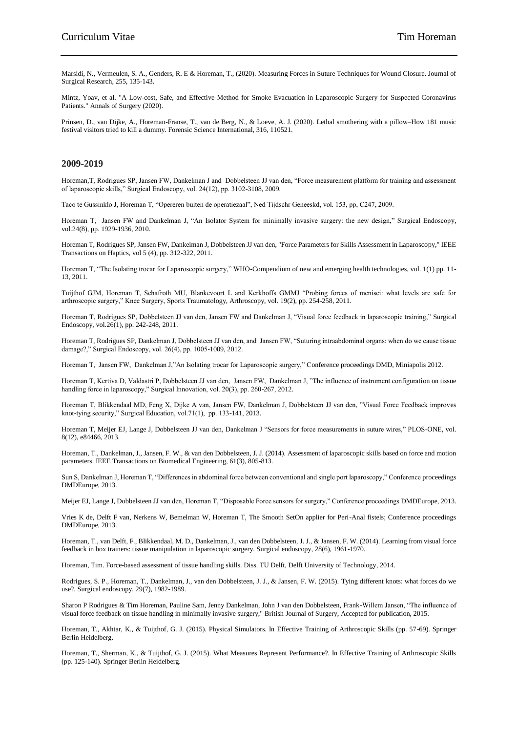Marsidi, N., Vermeulen, S. A., Genders, R. E & Horeman, T., (2020). Measuring Forces in Suture Techniques for Wound Closure. Journal of Surgical Research, 255, 135-143.

Mintz, Yoav, et al. "A Low-cost, Safe, and Effective Method for Smoke Evacuation in Laparoscopic Surgery for Suspected Coronavirus Patients." Annals of Surgery (2020).

Prinsen, D., van Dijke, A., Horeman-Franse, T., van de Berg, N., & Loeve, A. J. (2020). Lethal smothering with a pillow–How 181 music festival visitors tried to kill a dummy. Forensic Science International, 316, 110521.

## 2009-2019

Horeman,T, Rodrigues SP, Jansen FW, Dankelman J and Dobbelsteen JJ van den, "Force measurement platform for training and assessment of laparoscopic skills," Surgical Endoscopy, vol. 24(12), pp. 3102-3108, 2009.

Taco te Gussinklo J, Horeman T, "Opereren buiten de operatiezaal", Ned Tijdschr Geneeskd, vol. 153, pp, C247, 2009.

Horeman T, Jansen FW and Dankelman J, "An Isolator System for minimally invasive surgery: the new design," Surgical Endoscopy, vol.24(8), pp. 1929-1936, 2010.

Horeman T, Rodrigues SP, Jansen FW, Dankelman J, Dobbelsteen JJ van den, "Force Parameters for Skills Assessment in Laparoscopy," IEEE Transactions on Haptics, vol 5 (4), pp. 312-322, 2011.

Horeman T, "The Isolating trocar for Laparoscopic surgery," WHO-Compendium of new and emerging health technologies, vol. 1(1) pp. 11-13, 2011.

Tuijthof GJM, Horeman T, Schafroth MU, Blankevoort L and Kerkhoffs GMMJ "Probing forces of menisci: what levels are safe for arthroscopic surgery," Knee Surgery, Sports Traumatology, Arthroscopy, vol. 19(2), pp. 254-258, 2011.

Horeman T, Rodrigues SP, Dobbelsteen JJ van den, Jansen FW and Dankelman J, "Visual force feedback in laparoscopic training," Surgical Endoscopy, vol.26(1), pp. 242-248, 2011.

Horeman T, Rodrigues SP, Dankelman J, Dobbelsteen JJ van den, and Jansen FW, "Suturing intraabdominal organs: when do we cause tissue damage?," Surgical Endoscopy, vol. 26(4), pp. 1005-1009, 2012.

Horeman T, Jansen FW, Dankelman J,"An Isolating trocar for Laparoscopic surgery," Conference proceedings DMD, Miniapolis 2012.

Horeman T, Kertiva D, Valdastri P, Dobbelsteen JJ van den, Jansen FW, Dankelman J, "The influence of instrument configuration on tissue handling force in laparoscopy," Surgical Innovation, vol. 20(3), pp. 260-267, 2012.

Horeman T, Blikkendaal MD, Feng X, Dijke A van, Jansen FW, Dankelman J, Dobbelsteen JJ van den, "Visual Force Feedback improves knot-tying security," Surgical Education, vol.71(1), pp. 133-141, 2013.

Horeman T, Meijer EJ, Lange J, Dobbelsteen JJ van den, Dankelman J "Sensors for force measurements in suture wires," PLOS-ONE, vol. 8(12), e84466, 2013.

Horeman, T., Dankelman, J., Jansen, F. W., & van den Dobbelsteen, J. J. (2014). Assessment of laparoscopic skills based on force and motion parameters. IEEE Transactions on Biomedical Engineering, 61(3), 805-813.

Sun S, Dankelman J, Horeman T, "Differences in abdominal force between conventional and single port laparoscopy," Conference proceedings DMDEurope, 2013.

Meijer EJ, Lange J, Dobbelsteen JJ van den, Horeman T, "Disposable Force sensors for surgery," Conference proceedings DMDEurope, 2013.

Vries K de, Delft F van, Nerkens W, Bemelman W, Horeman T, The Smooth SetOn applier for Peri-Anal fistels; Conference proceedings DMDEurope, 2013.

Horeman, T., van Delft, F., Blikkendaal, M. D., Dankelman, J., van den Dobbelsteen, J. J., & Jansen, F. W. (2014). Learning from visual force feedback in box trainers: tissue manipulation in laparoscopic surgery. Surgical endoscopy, 28(6), 1961-1970.

Horeman, Tim. Force-based assessment of tissue handling skills. Diss. TU Delft, Delft University of Technology, 2014.

Rodrigues, S. P., Horeman, T., Dankelman, J., van den Dobbelsteen, J. J., & Jansen, F. W. (2015). Tying different knots: what forces do we use?. Surgical endoscopy, 29(7), 1982-1989.

Sharon P Rodrigues & Tim Horeman, Pauline Sam, Jenny Dankelman, John J van den Dobbelsteen, Frank-Willem Jansen, "The influence of visual force feedback on tissue handling in minimally invasive surgery," British Journal of Surgery, Accepted for publication, 2015.

Horeman, T., Akhtar, K., & Tuijthof, G. J. (2015). Physical Simulators. In Effective Training of Arthroscopic Skills (pp. 57-69). Springer Berlin Heidelberg.

Horeman, T., Sherman, K., & Tuijthof, G. J. (2015). What Measures Represent Performance?. In Effective Training of Arthroscopic Skills (pp. 125-140). Springer Berlin Heidelberg.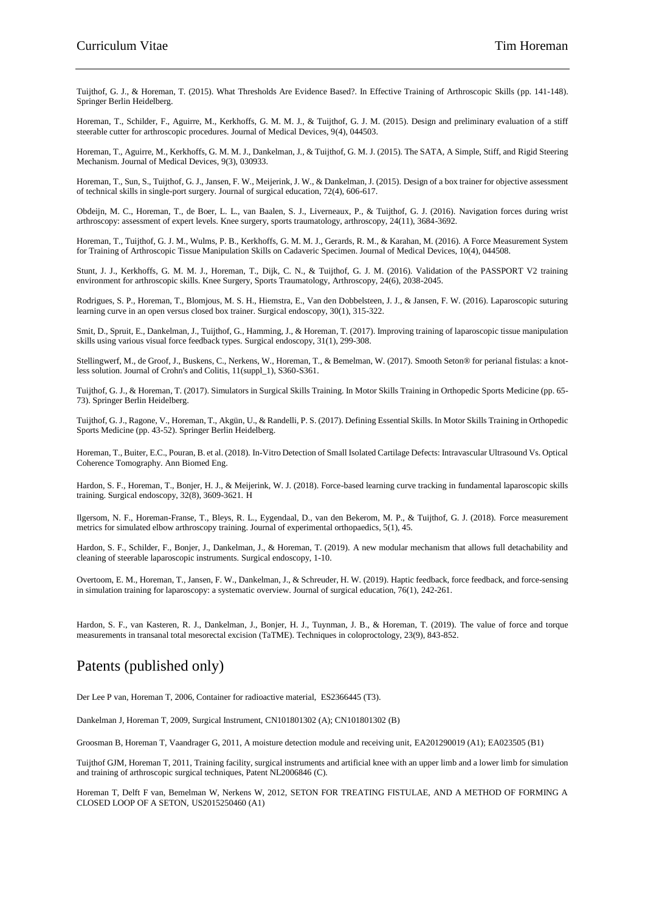Tuijthof, G. J., & Horeman, T. (2015). What Thresholds Are Evidence Based?. In Effective Training of Arthroscopic Skills (pp. 141-148). Springer Berlin Heidelberg.

Horeman, T., Schilder, F., Aguirre, M., Kerkhoffs, G. M. M. J., & Tuijthof, G. J. M. (2015). Design and preliminary evaluation of a stiff steerable cutter for arthroscopic procedures. Journal of Medical Devices, 9(4), 044503.

Horeman, T., Aguirre, M., Kerkhoffs, G. M. M. J., Dankelman, J., & Tuijthof, G. M. J. (2015). The SATA, A Simple, Stiff, and Rigid Steering Mechanism. Journal of Medical Devices, 9(3), 030933.

Horeman, T., Sun, S., Tuijthof, G. J., Jansen, F. W., Meijerink, J. W., & Dankelman, J. (2015). Design of a box trainer for objective assessment of technical skills in single-port surgery. Journal of surgical education, 72(4), 606-617.

Obdeijn, M. C., Horeman, T., de Boer, L. L., van Baalen, S. J., Liverneaux, P., & Tuijthof, G. J. (2016). Navigation forces during wrist arthroscopy: assessment of expert levels. Knee surgery, sports traumatology, arthroscopy, 24(11), 3684-3692.

Horeman, T., Tuijthof, G. J. M., Wulms, P. B., Kerkhoffs, G. M. M. J., Gerards, R. M., & Karahan, M. (2016). A Force Measurement System for Training of Arthroscopic Tissue Manipulation Skills on Cadaveric Specimen. Journal of Medical Devices, 10(4), 044508.

Stunt, J. J., Kerkhoffs, G. M. M. J., Horeman, T., Dijk, C. N., & Tuijthof, G. J. M. (2016). Validation of the PASSPORT V2 training environment for arthroscopic skills. Knee Surgery, Sports Traumatology, Arthroscopy, 24(6), 2038-2045.

Rodrigues, S. P., Horeman, T., Blomjous, M. S. H., Hiemstra, E., Van den Dobbelsteen, J. J., & Jansen, F. W. (2016). Laparoscopic suturing learning curve in an open versus closed box trainer. Surgical endoscopy, 30(1), 315-322.

Smit, D., Spruit, E., Dankelman, J., Tuijthof, G., Hamming, J., & Horeman, T. (2017). Improving training of laparoscopic tissue manipulation skills using various visual force feedback types. Surgical endoscopy, 31(1), 299-308.

Stellingwerf, M., de Groof, J., Buskens, C., Nerkens, W., Horeman, T., & Bemelman, W. (2017). Smooth Seton® for perianal fistulas: a knot-less solution. Journal of Crohn's and Colitis, 11(suppl_1), S360-S361.

Tuijthof, G. J., & Horeman, T. (2017). Simulators in Surgical Skills Training. In Motor Skills Training in Orthopedic Sports Medicine (pp. 65-73). Springer Berlin Heidelberg.

Tuijthof, G. J., Ragone, V., Horeman, T., Akgün, U., & Randelli, P. S. (2017). Defining Essential Skills. In Motor Skills Training in Orthopedic Sports Medicine (pp. 43-52). Springer Berlin Heidelberg.

Horeman, T., Buiter, E.C., Pouran, B. et al. (2018). In-Vitro Detection of Small Isolated Cartilage Defects: Intravascular Ultrasound Vs. Optical Coherence Tomography. Ann Biomed Eng.

Hardon, S. F., Horeman, T., Bonjer, H. J., & Meijerink, W. J. (2018). Force-based learning curve tracking in fundamental laparoscopic skills training. Surgical endoscopy, 32(8), 3609-3621. H

Ilgersom, N. F., Horeman-Franse, T., Bleys, R. L., Eygendaal, D., van den Bekerom, M. P., & Tuijthof, G. J. (2018). Force measurement metrics for simulated elbow arthroscopy training. Journal of experimental orthopaedics, 5(1), 45.

Hardon, S. F., Schilder, F., Bonjer, J., Dankelman, J., & Horeman, T. (2019). A new modular mechanism that allows full detachability and cleaning of steerable laparoscopic instruments. Surgical endoscopy, 1-10.

Overtoom, E. M., Horeman, T., Jansen, F. W., Dankelman, J., & Schreuder, H. W. (2019). Haptic feedback, force feedback, and force-sensing in simulation training for laparoscopy: a systematic overview. Journal of surgical education, 76(1), 242-261.

Hardon, S. F., van Kasteren, R. J., Dankelman, J., Bonjer, H. J., Tuynman, J. B., & Horeman, T. (2019). The value of force and torque measurements in transanal total mesorectal excision (TaTME). Techniques in coloproctology, 23(9), 843-852.

# Patents (published only)

Der Lee P van, Horeman T, 2006, Container for radioactive material, ES2366445 (T3).

Dankelman J, Horeman T, 2009, Surgical Instrument, CN101801302 (A); CN101801302 (B)

Groosman B, Horeman T, Vaandrager G, 2011, A moisture detection module and receiving unit, EA201290019 (A1); EA023505 (B1)

Tuijthof GJM, Horeman T, 2011, Training facility, surgical instruments and artificial knee with an upper limb and a lower limb for simulation and training of arthroscopic surgical techniques, Patent NL2006846 (C).

Horeman T, Delft F van, Bemelman W, Nerkens W, 2012, SETON FOR TREATING FISTULAE, AND A METHOD OF FORMING A CLOSED LOOP OF A SETON, US2015250460 (A1)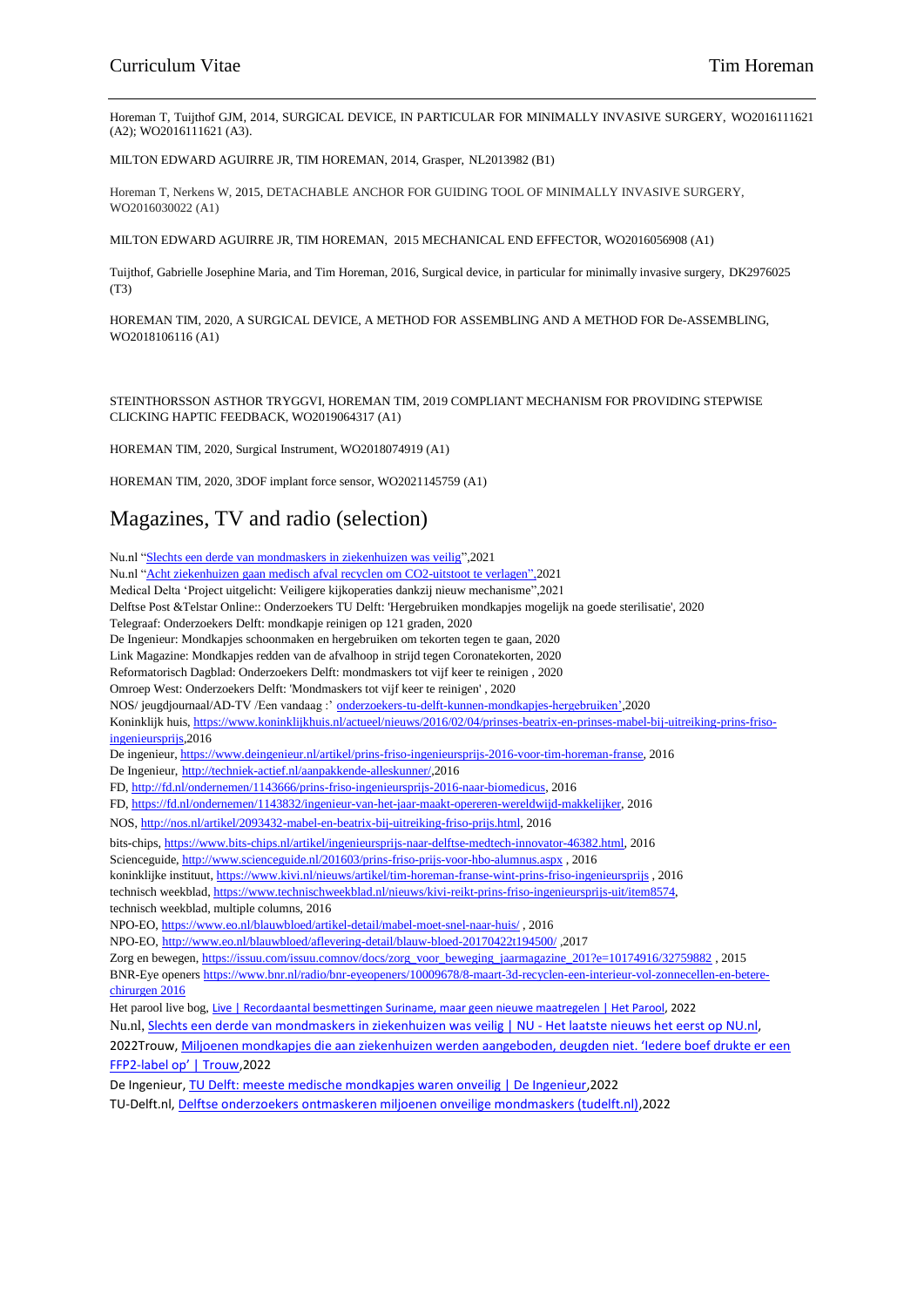Horeman T, Tuijthof GJM, 2014, SURGICAL DEVICE, IN PARTICULAR FOR MINIMALLY INVASIVE SURGERY, WO2016111621 (A2); WO2016111621 (A3).

MILTON EDWARD AGUIRRE JR, TIM HOREMAN, 2014, Grasper, NL2013982 (B1)

Horeman T, Nerkens W, 2015, DETACHABLE ANCHOR FOR GUIDING TOOL OF MINIMALLY INVASIVE SURGERY, WO2016030022 (A1)

MILTON EDWARD AGUIRRE JR, TIM HOREMAN, 2015 MECHANICAL END EFFECTOR, WO2016056908 (A1)

Tuijthof, Gabrielle Josephine Maria, and Tim Horeman, 2016, Surgical device, in particular for minimally invasive surgery, DK2976025 (T3)

HOREMAN TIM, 2020, A SURGICAL DEVICE, A METHOD FOR ASSEMBLING AND A METHOD FOR De-ASSEMBLING, WO2018106116 (A1)

STEINTHORSSON ASTHOR TRYGGVI, HOREMAN TIM, 2019 COMPLIANT MECHANISM FOR PROVIDING STEPWISE CLICKING HAPTIC FEEDBACK, WO2019064317 (A1)

HOREMAN TIM, 2020, Surgical Instrument, WO2018074919 (A1)

HOREMAN TIM, 2020, 3DOF implant force sensor, WO2021145759 (A1)

# Magazines, TV and radio (selection)

Nu.nl "Slechts een derde van mondmaskers in ziekenhuizen was veilig",2021
Nu.nl "Acht ziekenhuizen gaan medisch afval recyclen om CO2-uitstoot te verlagen",2021
Medical Delta 'Project uitgelicht: Veiligere kijkoperaties dankzij nieuw mechanisme",2021
Delftse Post &Telstar Online:: Onderzoekers TU Delft: 'Hergebruiken mondkapjes mogelijk na goede sterilisatie', 2020
Telegraaf: Onderzoekers Delft: mondkapje reinigen op 121 graden, 2020
De Ingenieur: Mondkapjes schoonmaken en hergebruiken om tekorten tegen te gaan, 2020
Link Magazine: Mondkapjes redden van de afvalhoop in strijd tegen Coronatekorten, 2020
Reformatorisch Dagblad: Onderzoekers Delft: mondmaskers tot vijf keer te reinigen , 2020
Omroep West: Onderzoekers Delft: 'Mondmaskers tot vijf keer te reinigen' , 2020
NOS/ jeugdjournaal/AD-TV /Een vandaag :' onderzoekers-tu-delft-kunnen-mondkapjes-hergebruiken',2020
Koninklijk huis, https://www.koninklijkhuis.nl/actueel/nieuws/2016/02/04/prinses-beatrix-en-prinses-mabel-bij-uitreiking-prins-friso-ingenieursprijs,2016
De ingenieur, https://www.deingenieur.nl/artikel/prins-friso-ingenieursprijs-2016-voor-tim-horeman-franse, 2016
De Ingenieur, http://techniek-actief.nl/aanpakkende-alleskunner/,2016
FD, http://fd.nl/ondernemen/1143666/prins-friso-ingenieursprijs-2016-naar-biomedicus, 2016
FD, https://fd.nl/ondernemen/1143832/ingenieur-van-het-jaar-maakt-opereren-wereldwijd-makkelijker, 2016
NOS, http://nos.nl/artikel/2093432-mabel-en-beatrix-bij-uitreiking-friso-prijs.html, 2016
bits-chips, https://www.bits-chips.nl/artikel/ingenieursprijs-naar-delftse-medtech-innovator-46382.html, 2016
Scienceguide, http://www.scienceguide.nl/201603/prins-friso-prijs-voor-hbo-alumnus.aspx , 2016
koninklijke instituut, https://www.kivi.nl/nieuws/artikel/tim-horeman-franse-wint-prins-friso-ingenieursprijs , 2016
technisch weekblad, https://www.technischweekblad.nl/nieuws/kivi-reikt-prins-friso-ingenieursprijs-uit/item8574,
technisch weekblad, multiple columns, 2016
NPO-EO, https://www.eo.nl/blauwbloed/artikel-detail/mabel-moet-snel-naar-huis/ , 2016
NPO-EO, http://www.eo.nl/blauwbloed/aflevering-detail/blauw-bloed-20170422t194500/ ,2017
Zorg en bewegen, https://issuu.com/issuu.comnov/docs/zorg_voor_beweging_jaarmagazine_201?e=10174916/32759882 , 2015
BNR-Eye openers https://www.bnr.nl/radio/bnr-eyeopeners/10009678/8-maart-3d-recyclen-een-interieur-vol-zonnecellen-en-betere-chirurgen 2016
Het parool live bog, Live | Recordaantal besmettingen Suriname, maar geen nieuwe maatregelen | Het Parool, 2022
Nu.nl, Slechts een derde van mondmaskers in ziekenhuizen was veilig | NU - Het laatste nieuws het eerst op NU.nl, 2022Trouw, Miljoenen mondkapjes die aan ziekenhuizen werden aangeboden, deugden niet. 'Iedere boef drukte er een FFP2-label op' | Trouw,2022
De Ingenieur, TU Delft: meeste medische mondkapjes waren onveilig | De Ingenieur,2022
TU-Delft.nl, Delftse onderzoekers ontmaskeren miljoenen onveilige mondmaskers (tudelft.nl),2022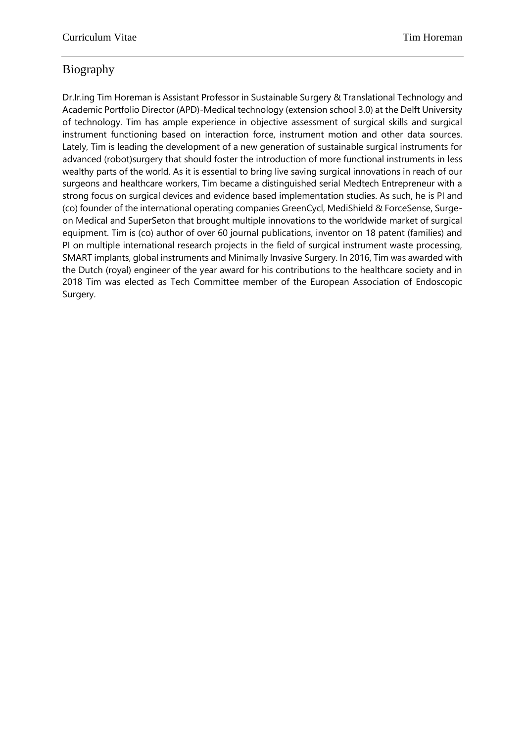## Biography

Dr.Ir.ing Tim Horeman is Assistant Professor in Sustainable Surgery & Translational Technology and Academic Portfolio Director (APD)-Medical technology (extension school 3.0) at the Delft University of technology. Tim has ample experience in objective assessment of surgical skills and surgical instrument functioning based on interaction force, instrument motion and other data sources. Lately, Tim is leading the development of a new generation of sustainable surgical instruments for advanced (robot)surgery that should foster the introduction of more functional instruments in less wealthy parts of the world. As it is essential to bring live saving surgical innovations in reach of our surgeons and healthcare workers, Tim became a distinguished serial Medtech Entrepreneur with a strong focus on surgical devices and evidence based implementation studies. As such, he is PI and (co) founder of the international operating companies GreenCycl, MediShield & ForceSense, Surgeon Medical and SuperSeton that brought multiple innovations to the worldwide market of surgical equipment. Tim is (co) author of over 60 journal publications, inventor on 18 patent (families) and PI on multiple international research projects in the field of surgical instrument waste processing, SMART implants, global instruments and Minimally Invasive Surgery. In 2016, Tim was awarded with the Dutch (royal) engineer of the year award for his contributions to the healthcare society and in 2018 Tim was elected as Tech Committee member of the European Association of Endoscopic Surgery.